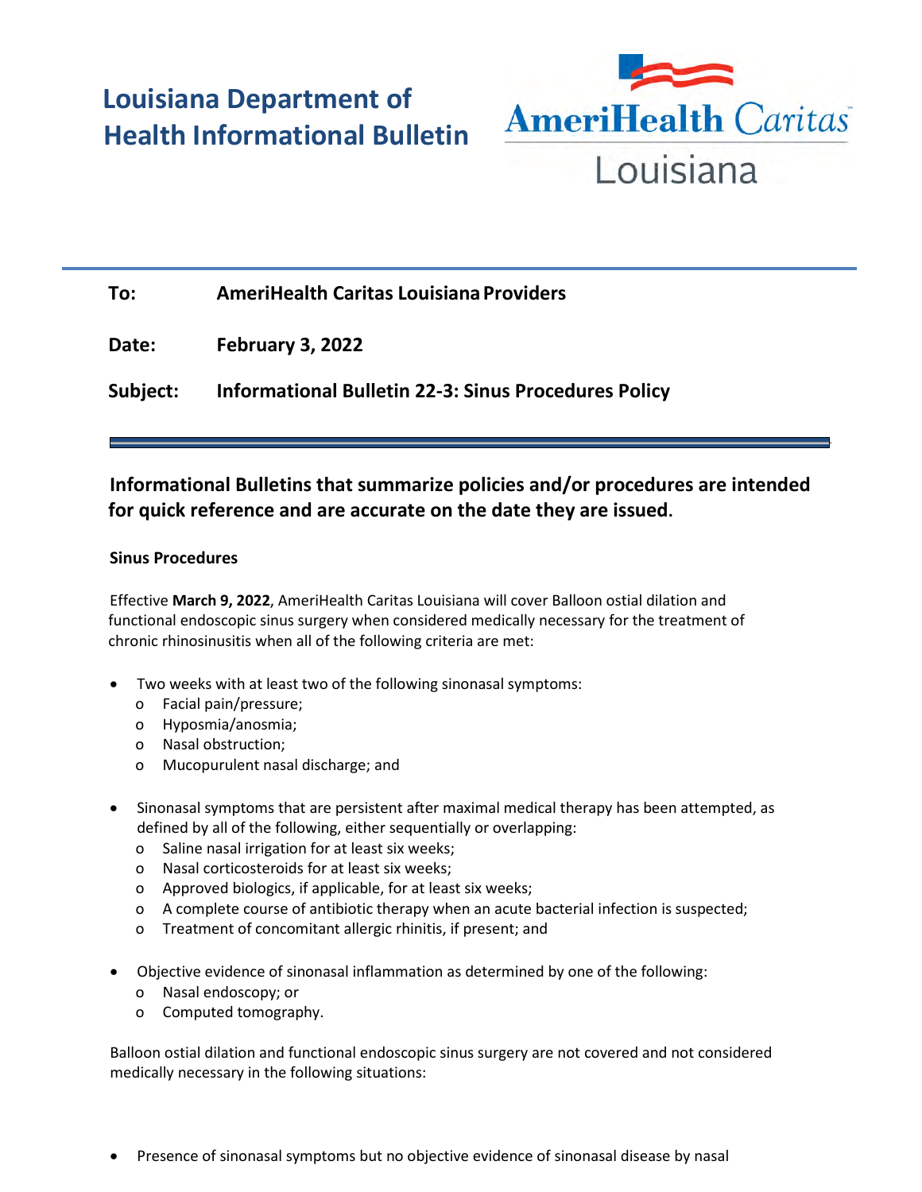# Louisiana Department of Health Informational Bulletin

AmeriHealth Caritas Louisiana

**To:** AmeriHealth Caritas Louisiana Providers

**Date:** February 3, 2022

**Subject:** Informational Bulletin 22-3: Sinus Procedures Policy

## Informational Bulletins that summarize policies and/or procedures are intended for quick reference and are accurate on the date they are issued.

**Sinus Procedures**

Effective **March 9, 2022**, AmeriHealth Caritas Louisiana will cover Balloon ostial dilation and functional endoscopic sinus surgery when considered medically necessary for the treatment of chronic rhinosinusitis when all of the following criteria are met:

- Two weeks with at least two of the following sinonasal symptoms:
  - Facial pain/pressure;
  - Hyposmia/anosmia;
  - Nasal obstruction;
  - Mucopurulent nasal discharge; and
- Sinonasal symptoms that are persistent after maximal medical therapy has been attempted, as defined by all of the following, either sequentially or overlapping:
  - Saline nasal irrigation for at least six weeks;
  - Nasal corticosteroids for at least six weeks;
  - Approved biologics, if applicable, for at least six weeks;
  - A complete course of antibiotic therapy when an acute bacterial infection is suspected;
  - Treatment of concomitant allergic rhinitis, if present; and
- Objective evidence of sinonasal inflammation as determined by one of the following:
  - Nasal endoscopy; or
  - Computed tomography.

Balloon ostial dilation and functional endoscopic sinus surgery are not covered and not considered medically necessary in the following situations:

- Presence of sinonasal symptoms but no objective evidence of sinonasal disease by nasal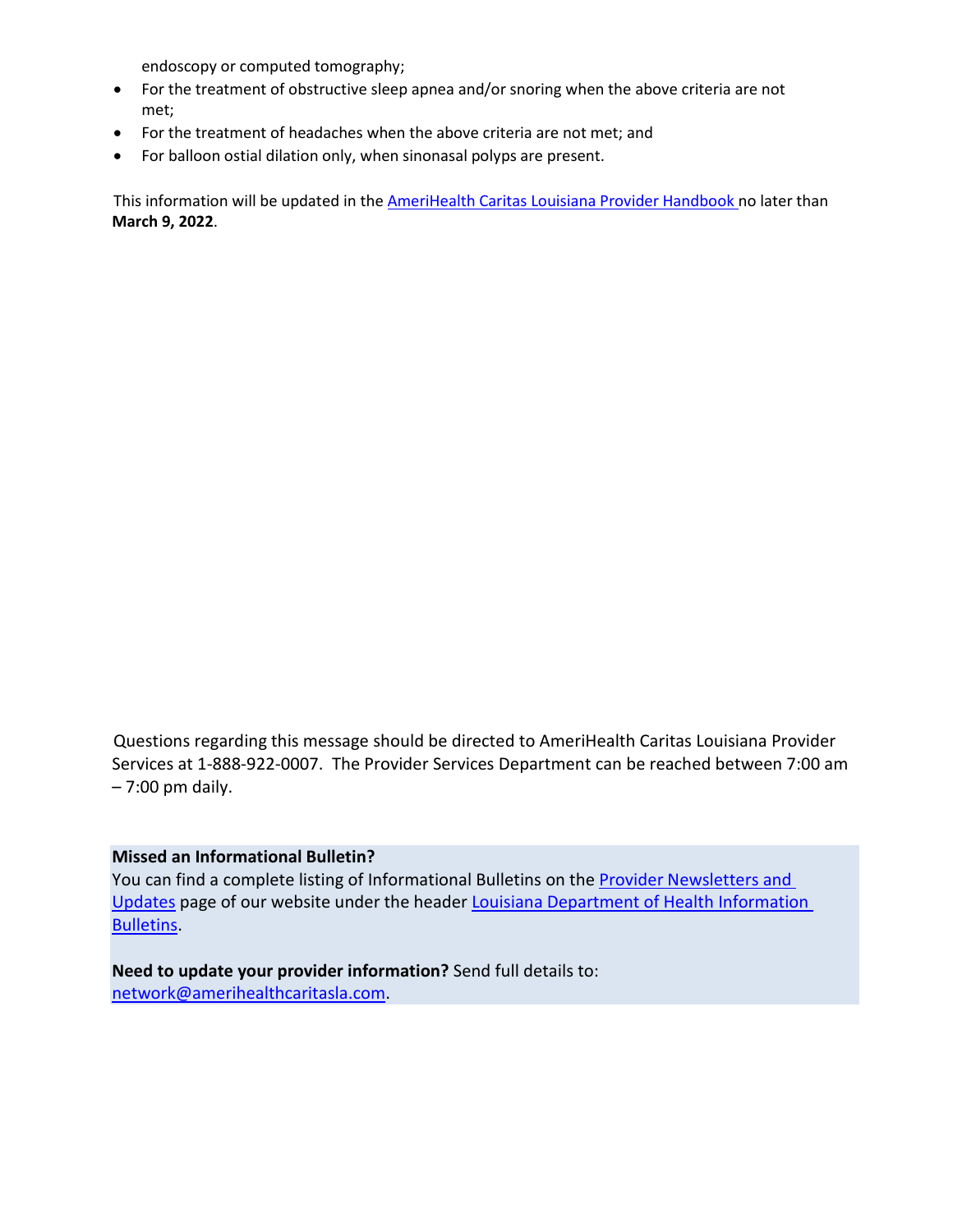endoscopy or computed tomography;

- For the treatment of obstructive sleep apnea and/or snoring when the above criteria are not met;
- For the treatment of headaches when the above criteria are not met; and
- For balloon ostial dilation only, when sinonasal polyps are present.

This information will be updated in the AmeriHealth Caritas Louisiana Provider Handbook no later than **March 9, 2022**.

Questions regarding this message should be directed to AmeriHealth Caritas Louisiana Provider Services at 1-888-922-0007. The Provider Services Department can be reached between 7:00 am – 7:00 pm daily.

**Missed an Informational Bulletin?**
You can find a complete listing of Informational Bulletins on the Provider Newsletters and Updates page of our website under the header Louisiana Department of Health Information Bulletins.

**Need to update your provider information?** Send full details to: network@amerihealthcaritasla.com.